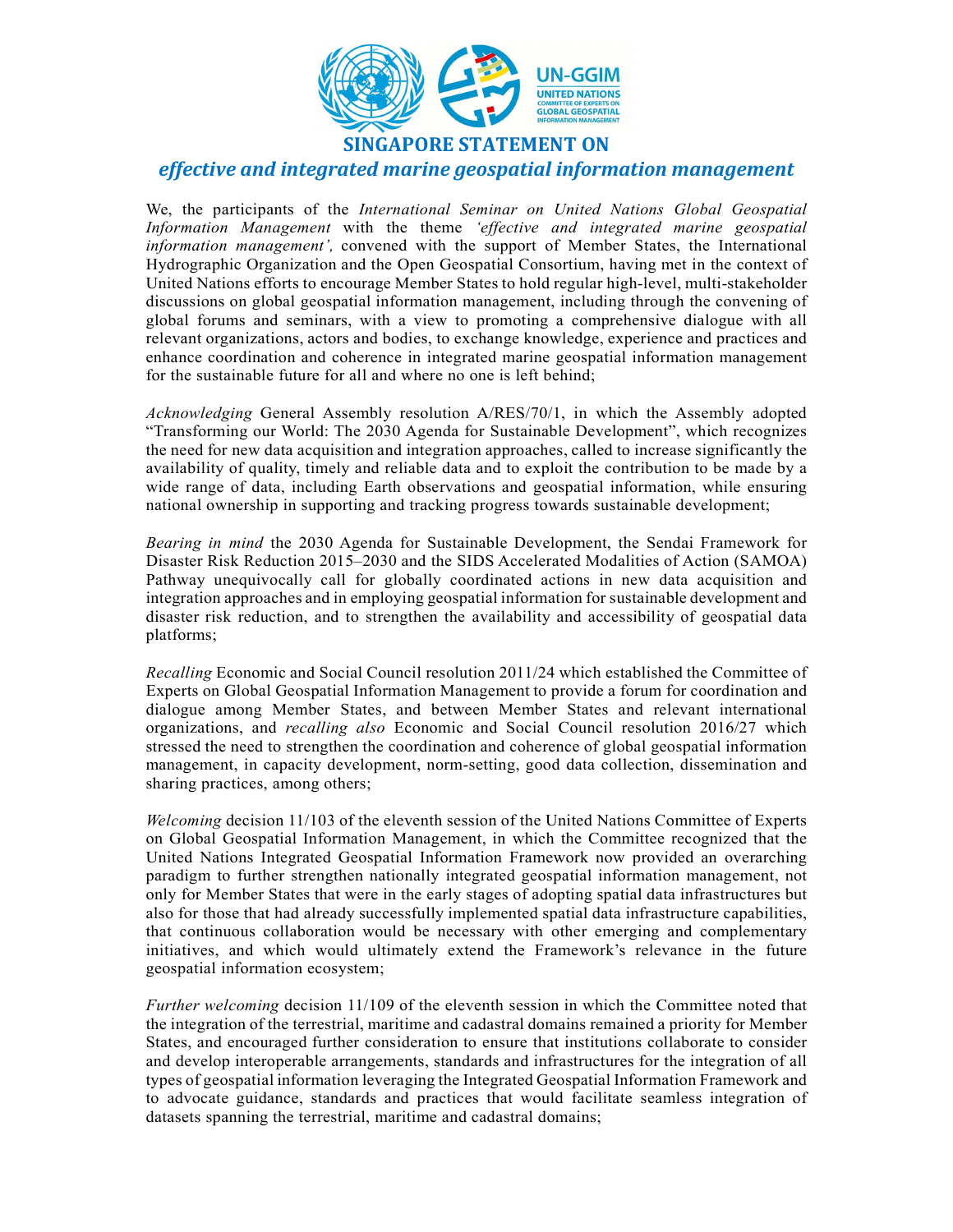# SINGAPORE STATEMENT ON

## *effective and integrated marine geospatial information management*

We, the participants of the *International Seminar on United Nations Global Geospatial Information Management* with the theme *'effective and integrated marine geospatial information management',* convened with the support of Member States, the International Hydrographic Organization and the Open Geospatial Consortium, having met in the context of United Nations efforts to encourage Member States to hold regular high-level, multi-stakeholder discussions on global geospatial information management, including through the convening of global forums and seminars, with a view to promoting a comprehensive dialogue with all relevant organizations, actors and bodies, to exchange knowledge, experience and practices and enhance coordination and coherence in integrated marine geospatial information management for the sustainable future for all and where no one is left behind;

*Acknowledging* General Assembly resolution A/RES/70/1, in which the Assembly adopted "Transforming our World: The 2030 Agenda for Sustainable Development", which recognizes the need for new data acquisition and integration approaches, called to increase significantly the availability of quality, timely and reliable data and to exploit the contribution to be made by a wide range of data, including Earth observations and geospatial information, while ensuring national ownership in supporting and tracking progress towards sustainable development;

*Bearing in mind* the 2030 Agenda for Sustainable Development, the Sendai Framework for Disaster Risk Reduction 2015–2030 and the SIDS Accelerated Modalities of Action (SAMOA) Pathway unequivocally call for globally coordinated actions in new data acquisition and integration approaches and in employing geospatial information for sustainable development and disaster risk reduction, and to strengthen the availability and accessibility of geospatial data platforms;

*Recalling* Economic and Social Council resolution 2011/24 which established the Committee of Experts on Global Geospatial Information Management to provide a forum for coordination and dialogue among Member States, and between Member States and relevant international organizations, and *recalling also* Economic and Social Council resolution 2016/27 which stressed the need to strengthen the coordination and coherence of global geospatial information management, in capacity development, norm-setting, good data collection, dissemination and sharing practices, among others;

*Welcoming* decision 11/103 of the eleventh session of the United Nations Committee of Experts on Global Geospatial Information Management, in which the Committee recognized that the United Nations Integrated Geospatial Information Framework now provided an overarching paradigm to further strengthen nationally integrated geospatial information management, not only for Member States that were in the early stages of adopting spatial data infrastructures but also for those that had already successfully implemented spatial data infrastructure capabilities, that continuous collaboration would be necessary with other emerging and complementary initiatives, and which would ultimately extend the Framework's relevance in the future geospatial information ecosystem;

*Further welcoming* decision 11/109 of the eleventh session in which the Committee noted that the integration of the terrestrial, maritime and cadastral domains remained a priority for Member States, and encouraged further consideration to ensure that institutions collaborate to consider and develop interoperable arrangements, standards and infrastructures for the integration of all types of geospatial information leveraging the Integrated Geospatial Information Framework and to advocate guidance, standards and practices that would facilitate seamless integration of datasets spanning the terrestrial, maritime and cadastral domains;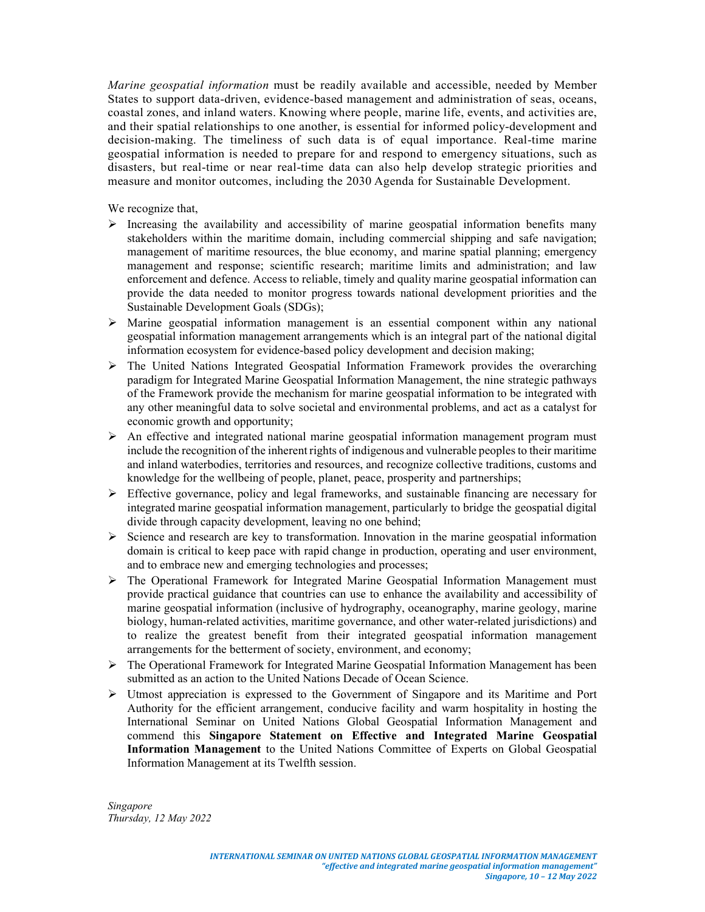*Marine geospatial information* must be readily available and accessible, needed by Member States to support data-driven, evidence-based management and administration of seas, oceans, coastal zones, and inland waters. Knowing where people, marine life, events, and activities are, and their spatial relationships to one another, is essential for informed policy-development and decision-making. The timeliness of such data is of equal importance. Real-time marine geospatial information is needed to prepare for and respond to emergency situations, such as disasters, but real-time or near real-time data can also help develop strategic priorities and measure and monitor outcomes, including the 2030 Agenda for Sustainable Development.

We recognize that,

- Increasing the availability and accessibility of marine geospatial information benefits many stakeholders within the maritime domain, including commercial shipping and safe navigation; management of maritime resources, the blue economy, and marine spatial planning; emergency management and response; scientific research; maritime limits and administration; and law enforcement and defence. Access to reliable, timely and quality marine geospatial information can provide the data needed to monitor progress towards national development priorities and the Sustainable Development Goals (SDGs);
- Marine geospatial information management is an essential component within any national geospatial information management arrangements which is an integral part of the national digital information ecosystem for evidence-based policy development and decision making;
- The United Nations Integrated Geospatial Information Framework provides the overarching paradigm for Integrated Marine Geospatial Information Management, the nine strategic pathways of the Framework provide the mechanism for marine geospatial information to be integrated with any other meaningful data to solve societal and environmental problems, and act as a catalyst for economic growth and opportunity;
- An effective and integrated national marine geospatial information management program must include the recognition of the inherent rights of indigenous and vulnerable peoples to their maritime and inland waterbodies, territories and resources, and recognize collective traditions, customs and knowledge for the wellbeing of people, planet, peace, prosperity and partnerships;
- Effective governance, policy and legal frameworks, and sustainable financing are necessary for integrated marine geospatial information management, particularly to bridge the geospatial digital divide through capacity development, leaving no one behind;
- Science and research are key to transformation. Innovation in the marine geospatial information domain is critical to keep pace with rapid change in production, operating and user environment, and to embrace new and emerging technologies and processes;
- The Operational Framework for Integrated Marine Geospatial Information Management must provide practical guidance that countries can use to enhance the availability and accessibility of marine geospatial information (inclusive of hydrography, oceanography, marine geology, marine biology, human-related activities, maritime governance, and other water-related jurisdictions) and to realize the greatest benefit from their integrated geospatial information management arrangements for the betterment of society, environment, and economy;
- The Operational Framework for Integrated Marine Geospatial Information Management has been submitted as an action to the United Nations Decade of Ocean Science.
- Utmost appreciation is expressed to the Government of Singapore and its Maritime and Port Authority for the efficient arrangement, conducive facility and warm hospitality in hosting the International Seminar on United Nations Global Geospatial Information Management and commend this **Singapore Statement on Effective and Integrated Marine Geospatial Information Management** to the United Nations Committee of Experts on Global Geospatial Information Management at its Twelfth session.

*Singapore*
*Thursday, 12 May 2022*